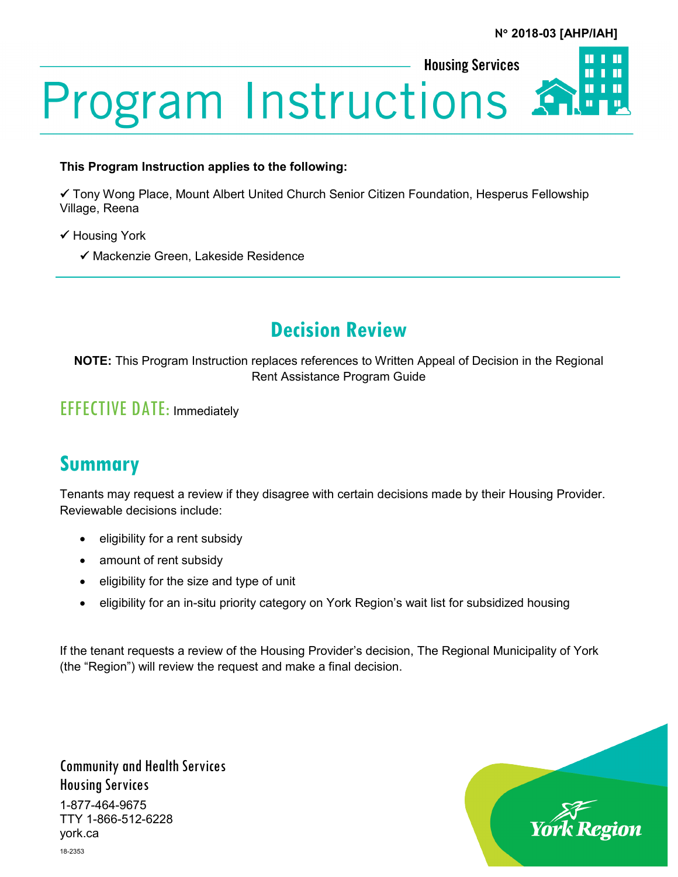N° 2018-03 [AHP/IAH]

Housing Services

# Program Instructions

**This Program Instruction applies to the following:**

✓ Tony Wong Place, Mount Albert United Church Senior Citizen Foundation, Hesperus Fellowship Village, Reena

✓ Housing York

✓ Mackenzie Green, Lakeside Residence

## Decision Review

**NOTE:** This Program Instruction replaces references to Written Appeal of Decision in the Regional Rent Assistance Program Guide

EFFECTIVE DATE: Immediately

## Summary

Tenants may request a review if they disagree with certain decisions made by their Housing Provider. Reviewable decisions include:

- eligibility for a rent subsidy
- amount of rent subsidy
- eligibility for the size and type of unit
- eligibility for an in-situ priority category on York Region's wait list for subsidized housing

If the tenant requests a review of the Housing Provider's decision, The Regional Municipality of York (the "Region") will review the request and make a final decision.

Community and Health Services
Housing Services
1-877-464-9675
TTY 1-866-512-6228
york.ca

18-2353

York Region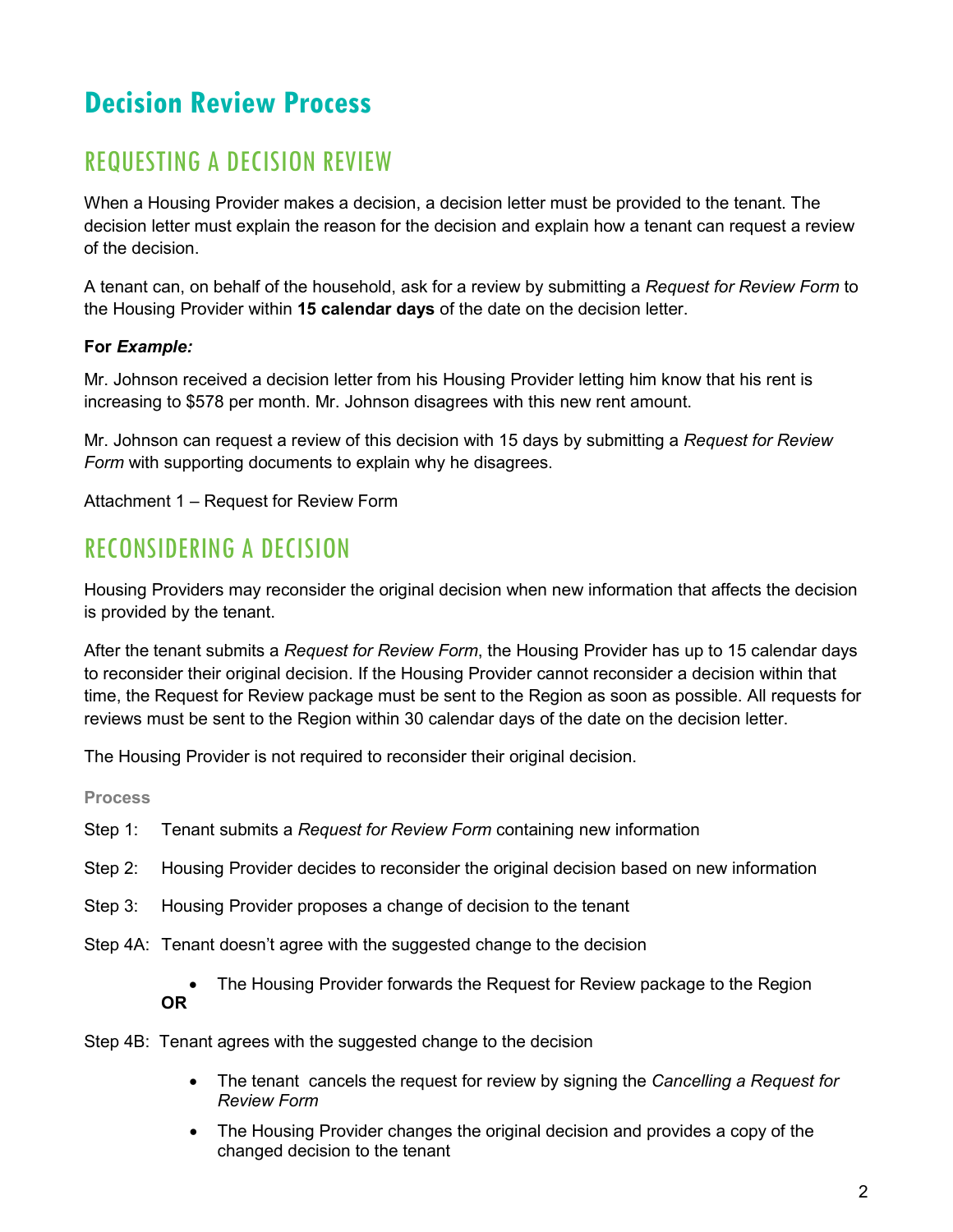# Decision Review Process

## REQUESTING A DECISION REVIEW

When a Housing Provider makes a decision, a decision letter must be provided to the tenant. The decision letter must explain the reason for the decision and explain how a tenant can request a review of the decision.

A tenant can, on behalf of the household, ask for a review by submitting a *Request for Review Form* to the Housing Provider within **15 calendar days** of the date on the decision letter.

**For *Example:***

Mr. Johnson received a decision letter from his Housing Provider letting him know that his rent is increasing to $578 per month. Mr. Johnson disagrees with this new rent amount.

Mr. Johnson can request a review of this decision with 15 days by submitting a *Request for Review Form* with supporting documents to explain why he disagrees.

Attachment 1 – Request for Review Form

## RECONSIDERING A DECISION

Housing Providers may reconsider the original decision when new information that affects the decision is provided by the tenant.

After the tenant submits a *Request for Review Form*, the Housing Provider has up to 15 calendar days to reconsider their original decision. If the Housing Provider cannot reconsider a decision within that time, the Request for Review package must be sent to the Region as soon as possible. All requests for reviews must be sent to the Region within 30 calendar days of the date on the decision letter.

The Housing Provider is not required to reconsider their original decision.

**Process**

Step 1: Tenant submits a *Request for Review Form* containing new information

Step 2: Housing Provider decides to reconsider the original decision based on new information

Step 3: Housing Provider proposes a change of decision to the tenant

Step 4A: Tenant doesn't agree with the suggested change to the decision

- The Housing Provider forwards the Request for Review package to the Region

**OR**

Step 4B: Tenant agrees with the suggested change to the decision

- The tenant cancels the request for review by signing the *Cancelling a Request for Review Form*
- The Housing Provider changes the original decision and provides a copy of the changed decision to the tenant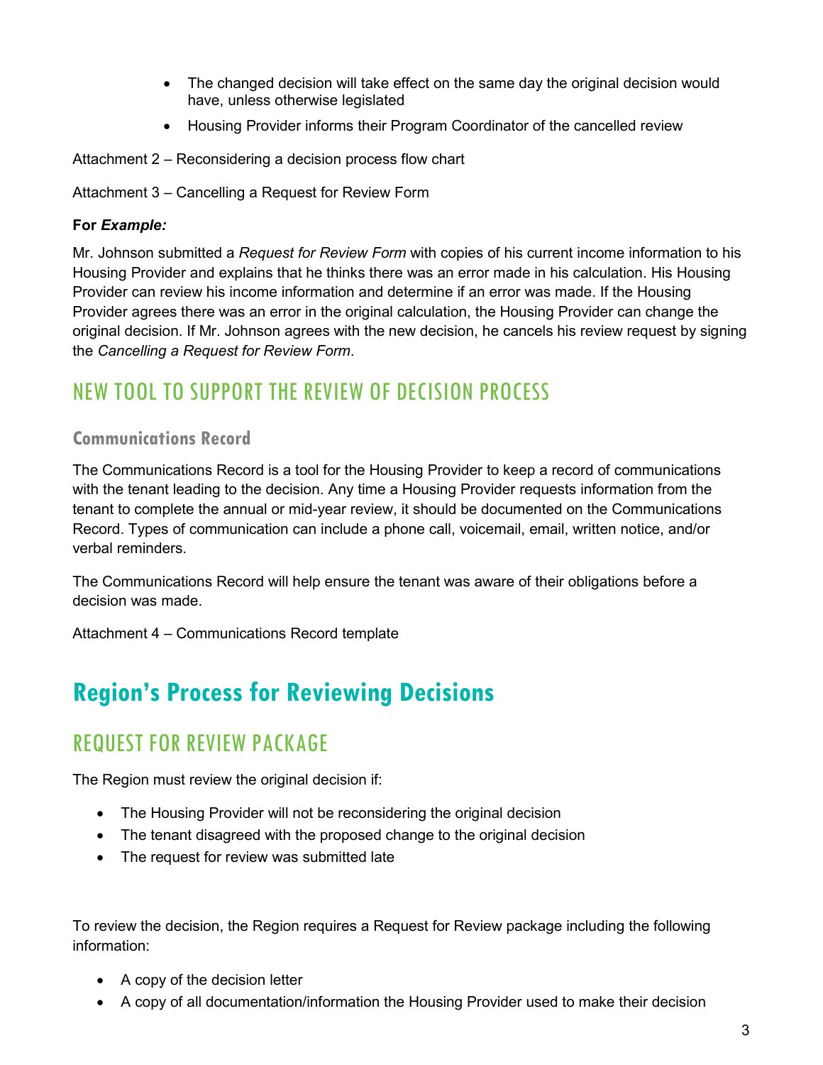- The changed decision will take effect on the same day the original decision would have, unless otherwise legislated
- Housing Provider informs their Program Coordinator of the cancelled review

Attachment 2 – Reconsidering a decision process flow chart

Attachment 3 – Cancelling a Request for Review Form

**For *Example:***

Mr. Johnson submitted a *Request for Review Form* with copies of his current income information to his Housing Provider and explains that he thinks there was an error made in his calculation. His Housing Provider can review his income information and determine if an error was made. If the Housing Provider agrees there was an error in the original calculation, the Housing Provider can change the original decision. If Mr. Johnson agrees with the new decision, he cancels his review request by signing the *Cancelling a Request for Review Form*.

## NEW TOOL TO SUPPORT THE REVIEW OF DECISION PROCESS

### Communications Record

The Communications Record is a tool for the Housing Provider to keep a record of communications with the tenant leading to the decision. Any time a Housing Provider requests information from the tenant to complete the annual or mid-year review, it should be documented on the Communications Record. Types of communication can include a phone call, voicemail, email, written notice, and/or verbal reminders.

The Communications Record will help ensure the tenant was aware of their obligations before a decision was made.

Attachment 4 – Communications Record template

# Region's Process for Reviewing Decisions

## REQUEST FOR REVIEW PACKAGE

The Region must review the original decision if:

- The Housing Provider will not be reconsidering the original decision
- The tenant disagreed with the proposed change to the original decision
- The request for review was submitted late

To review the decision, the Region requires a Request for Review package including the following information:

- A copy of the decision letter
- A copy of all documentation/information the Housing Provider used to make their decision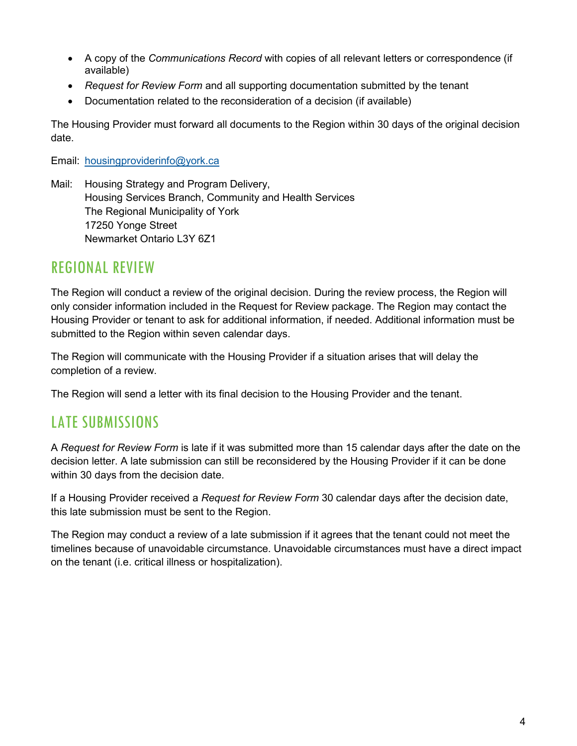- A copy of the *Communications Record* with copies of all relevant letters or correspondence (if available)
- *Request for Review Form* and all supporting documentation submitted by the tenant
- Documentation related to the reconsideration of a decision (if available)

The Housing Provider must forward all documents to the Region within 30 days of the original decision date.

Email: housingproviderinfo@york.ca

Mail: Housing Strategy and Program Delivery,
Housing Services Branch, Community and Health Services
The Regional Municipality of York
17250 Yonge Street
Newmarket Ontario L3Y 6Z1

## REGIONAL REVIEW

The Region will conduct a review of the original decision. During the review process, the Region will only consider information included in the Request for Review package. The Region may contact the Housing Provider or tenant to ask for additional information, if needed. Additional information must be submitted to the Region within seven calendar days.

The Region will communicate with the Housing Provider if a situation arises that will delay the completion of a review.

The Region will send a letter with its final decision to the Housing Provider and the tenant.

## LATE SUBMISSIONS

A *Request for Review Form* is late if it was submitted more than 15 calendar days after the date on the decision letter. A late submission can still be reconsidered by the Housing Provider if it can be done within 30 days from the decision date.

If a Housing Provider received a *Request for Review Form* 30 calendar days after the decision date, this late submission must be sent to the Region.

The Region may conduct a review of a late submission if it agrees that the tenant could not meet the timelines because of unavoidable circumstance. Unavoidable circumstances must have a direct impact on the tenant (i.e. critical illness or hospitalization).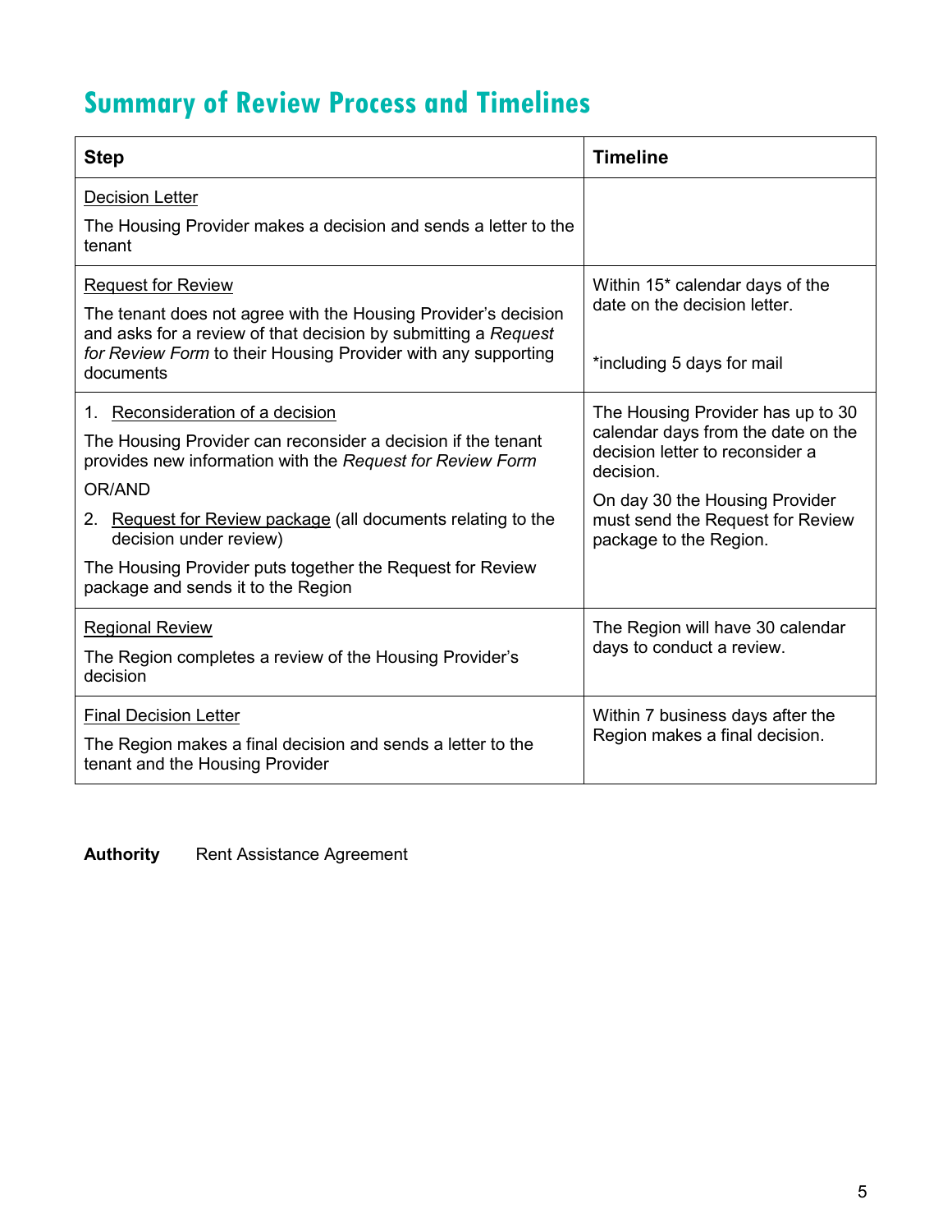# Summary of Review Process and Timelines

| Step | Timeline |
| --- | --- |
| Decision Letter<br><br>The Housing Provider makes a decision and sends a letter to the tenant | |
| Request for Review<br><br>The tenant does not agree with the Housing Provider's decision and asks for a review of that decision by submitting a *Request for Review Form* to their Housing Provider with any supporting documents | Within 15* calendar days of the date on the decision letter.<br><br>*including 5 days for mail |
| 1. Reconsideration of a decision<br><br>The Housing Provider can reconsider a decision if the tenant provides new information with the *Request for Review Form*<br><br>OR/AND<br><br>2. Request for Review package (all documents relating to the decision under review)<br><br>The Housing Provider puts together the Request for Review package and sends it to the Region | The Housing Provider has up to 30 calendar days from the date on the decision letter to reconsider a decision.<br><br>On day 30 the Housing Provider must send the Request for Review package to the Region. |
| Regional Review<br><br>The Region completes a review of the Housing Provider's decision | The Region will have 30 calendar days to conduct a review. |
| Final Decision Letter<br><br>The Region makes a final decision and sends a letter to the tenant and the Housing Provider | Within 7 business days after the Region makes a final decision. |

**Authority** Rent Assistance Agreement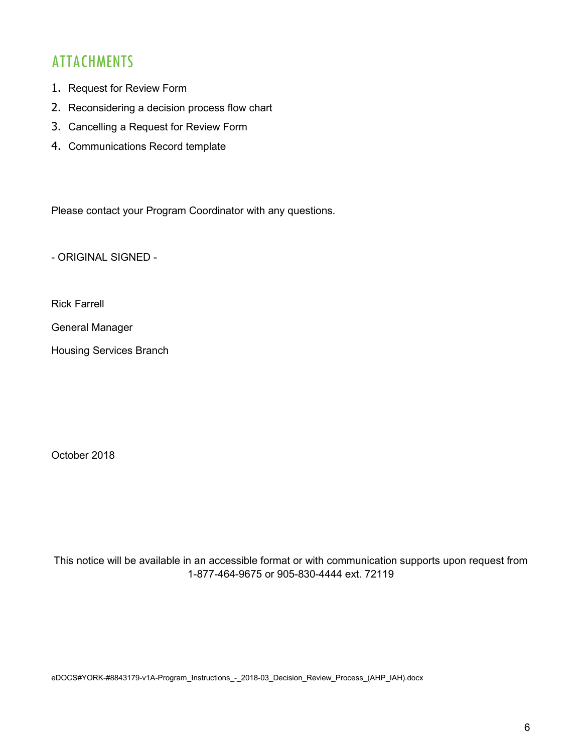## ATTACHMENTS

1. Request for Review Form
2. Reconsidering a decision process flow chart
3. Cancelling a Request for Review Form
4. Communications Record template

Please contact your Program Coordinator with any questions.

- ORIGINAL SIGNED -

Rick Farrell

General Manager

Housing Services Branch

October 2018

This notice will be available in an accessible format or with communication supports upon request from 1-877-464-9675 or 905-830-4444 ext. 72119

eDOCS#YORK-#8843179-v1A-Program_Instructions_-_2018-03_Decision_Review_Process_(AHP_IAH).docx